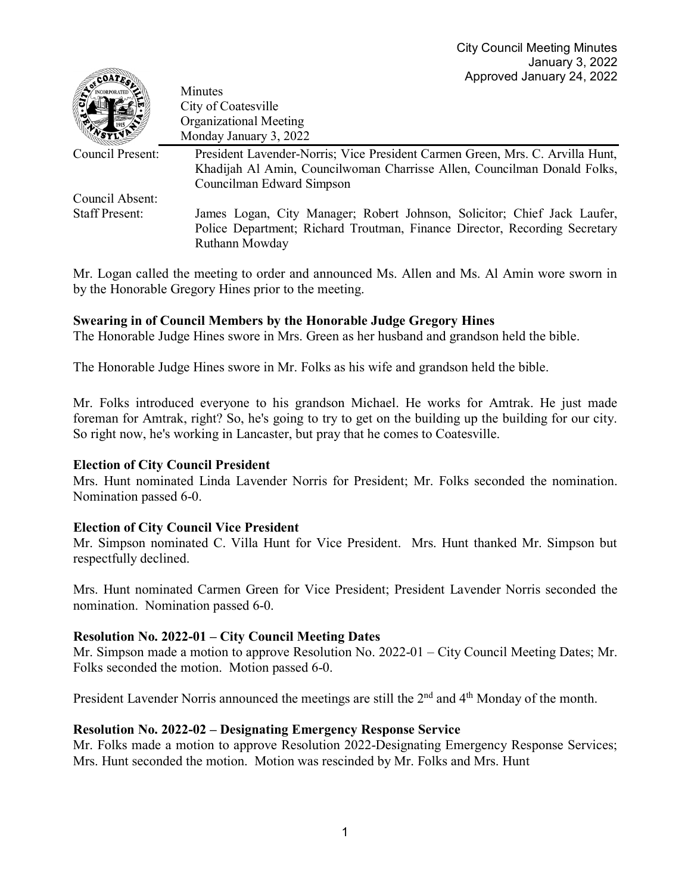Minutes
City of Coatesville
Organizational Meeting
Monday January 3, 2022

| | |
|---|---|
| Council Present: | President Lavender-Norris; Vice President Carmen Green, Mrs. C. Arvilla Hunt, Khadijah Al Amin, Councilwoman Charrisse Allen, Councilman Donald Folks, Councilman Edward Simpson |
| Council Absent: | |
| Staff Present: | James Logan, City Manager; Robert Johnson, Solicitor; Chief Jack Laufer, Police Department; Richard Troutman, Finance Director, Recording Secretary Ruthann Mowday |

Mr. Logan called the meeting to order and announced Ms. Allen and Ms. Al Amin wore sworn in by the Honorable Gregory Hines prior to the meeting.

**Swearing in of Council Members by the Honorable Judge Gregory Hines**
The Honorable Judge Hines swore in Mrs. Green as her husband and grandson held the bible.

The Honorable Judge Hines swore in Mr. Folks as his wife and grandson held the bible.

Mr. Folks introduced everyone to his grandson Michael. He works for Amtrak. He just made foreman for Amtrak, right? So, he's going to try to get on the building up the building for our city. So right now, he's working in Lancaster, but pray that he comes to Coatesville.

**Election of City Council President**
Mrs. Hunt nominated Linda Lavender Norris for President; Mr. Folks seconded the nomination. Nomination passed 6-0.

**Election of City Council Vice President**
Mr. Simpson nominated C. Villa Hunt for Vice President. Mrs. Hunt thanked Mr. Simpson but respectfully declined.

Mrs. Hunt nominated Carmen Green for Vice President; President Lavender Norris seconded the nomination. Nomination passed 6-0.

**Resolution No. 2022-01 – City Council Meeting Dates**
Mr. Simpson made a motion to approve Resolution No. 2022-01 – City Council Meeting Dates; Mr. Folks seconded the motion. Motion passed 6-0.

President Lavender Norris announced the meetings are still the 2nd and 4th Monday of the month.

**Resolution No. 2022-02 – Designating Emergency Response Service**
Mr. Folks made a motion to approve Resolution 2022-Designating Emergency Response Services; Mrs. Hunt seconded the motion. Motion was rescinded by Mr. Folks and Mrs. Hunt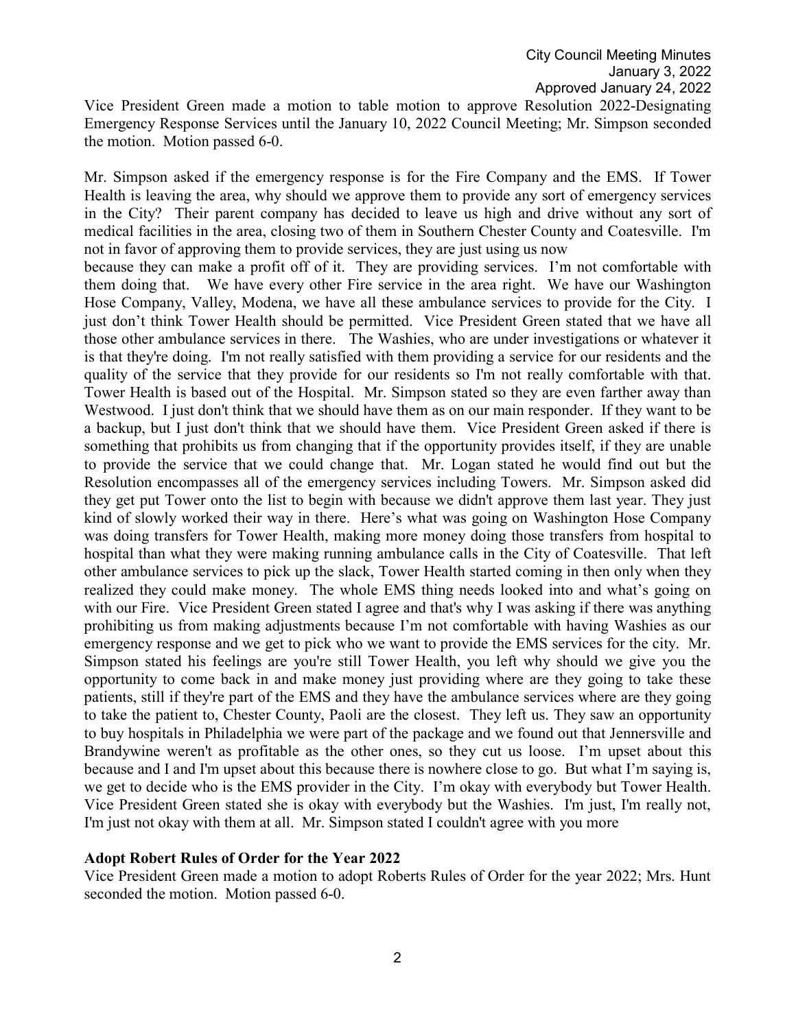Vice President Green made a motion to table motion to approve Resolution 2022-Designating Emergency Response Services until the January 10, 2022 Council Meeting; Mr. Simpson seconded the motion. Motion passed 6-0.

Mr. Simpson asked if the emergency response is for the Fire Company and the EMS. If Tower Health is leaving the area, why should we approve them to provide any sort of emergency services in the City? Their parent company has decided to leave us high and drive without any sort of medical facilities in the area, closing two of them in Southern Chester County and Coatesville. I'm not in favor of approving them to provide services, they are just using us now because they can make a profit off of it. They are providing services. I'm not comfortable with them doing that. We have every other Fire service in the area right. We have our Washington Hose Company, Valley, Modena, we have all these ambulance services to provide for the City. I just don't think Tower Health should be permitted. Vice President Green stated that we have all those other ambulance services in there. The Washies, who are under investigations or whatever it is that they're doing. I'm not really satisfied with them providing a service for our residents and the quality of the service that they provide for our residents so I'm not really comfortable with that. Tower Health is based out of the Hospital. Mr. Simpson stated so they are even farther away than Westwood. I just don't think that we should have them as on our main responder. If they want to be a backup, but I just don't think that we should have them. Vice President Green asked if there is something that prohibits us from changing that if the opportunity provides itself, if they are unable to provide the service that we could change that. Mr. Logan stated he would find out but the Resolution encompasses all of the emergency services including Towers. Mr. Simpson asked did they get put Tower onto the list to begin with because we didn't approve them last year. They just kind of slowly worked their way in there. Here's what was going on Washington Hose Company was doing transfers for Tower Health, making more money doing those transfers from hospital to hospital than what they were making running ambulance calls in the City of Coatesville. That left other ambulance services to pick up the slack, Tower Health started coming in then only when they realized they could make money. The whole EMS thing needs looked into and what's going on with our Fire. Vice President Green stated I agree and that's why I was asking if there was anything prohibiting us from making adjustments because I'm not comfortable with having Washies as our emergency response and we get to pick who we want to provide the EMS services for the city. Mr. Simpson stated his feelings are you're still Tower Health, you left why should we give you the opportunity to come back in and make money just providing where are they going to take these patients, still if they're part of the EMS and they have the ambulance services where are they going to take the patient to, Chester County, Paoli are the closest. They left us. They saw an opportunity to buy hospitals in Philadelphia we were part of the package and we found out that Jennersville and Brandywine weren't as profitable as the other ones, so they cut us loose. I'm upset about this because and I and I'm upset about this because there is nowhere close to go. But what I'm saying is, we get to decide who is the EMS provider in the City. I'm okay with everybody but Tower Health. Vice President Green stated she is okay with everybody but the Washies. I'm just, I'm really not, I'm just not okay with them at all. Mr. Simpson stated I couldn't agree with you more

**Adopt Robert Rules of Order for the Year 2022**

Vice President Green made a motion to adopt Roberts Rules of Order for the year 2022; Mrs. Hunt seconded the motion. Motion passed 6-0.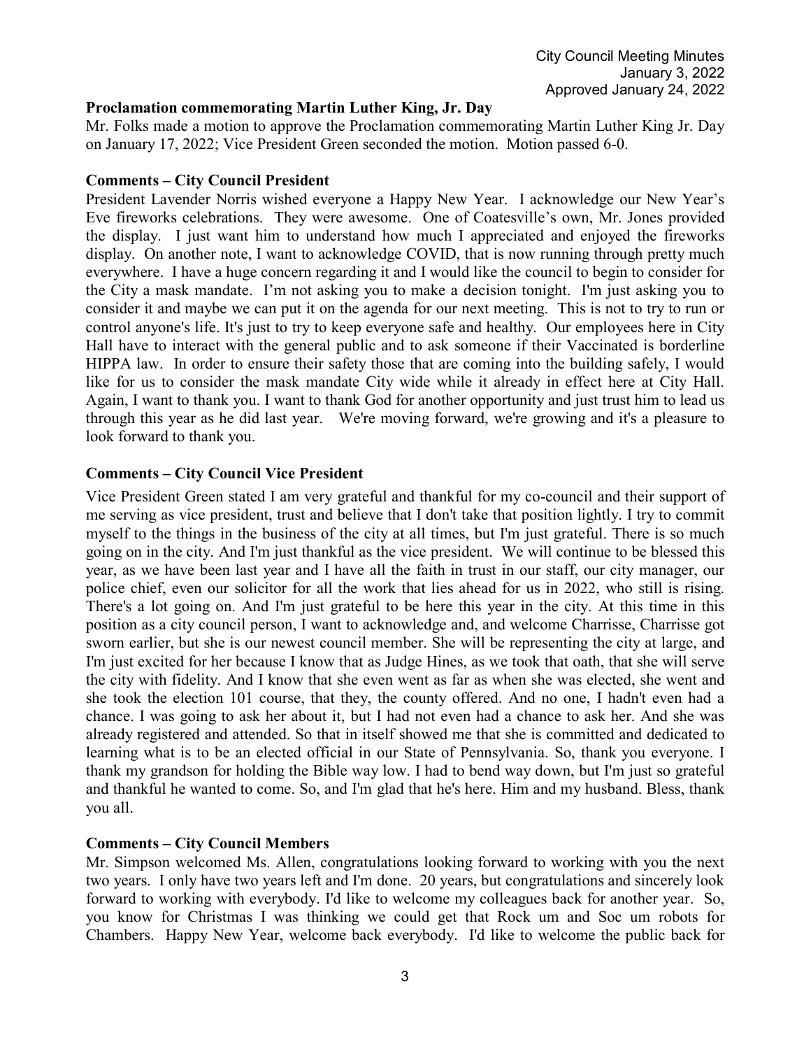### Proclamation commemorating Martin Luther King, Jr. Day

Mr. Folks made a motion to approve the Proclamation commemorating Martin Luther King Jr. Day on January 17, 2022; Vice President Green seconded the motion. Motion passed 6-0.

### Comments – City Council President

President Lavender Norris wished everyone a Happy New Year. I acknowledge our New Year's Eve fireworks celebrations. They were awesome. One of Coatesville's own, Mr. Jones provided the display. I just want him to understand how much I appreciated and enjoyed the fireworks display. On another note, I want to acknowledge COVID, that is now running through pretty much everywhere. I have a huge concern regarding it and I would like the council to begin to consider for the City a mask mandate. I'm not asking you to make a decision tonight. I'm just asking you to consider it and maybe we can put it on the agenda for our next meeting. This is not to try to run or control anyone's life. It's just to try to keep everyone safe and healthy. Our employees here in City Hall have to interact with the general public and to ask someone if their Vaccinated is borderline HIPPA law. In order to ensure their safety those that are coming into the building safely, I would like for us to consider the mask mandate City wide while it already in effect here at City Hall. Again, I want to thank you. I want to thank God for another opportunity and just trust him to lead us through this year as he did last year. We're moving forward, we're growing and it's a pleasure to look forward to thank you.

### Comments – City Council Vice President

Vice President Green stated I am very grateful and thankful for my co-council and their support of me serving as vice president, trust and believe that I don't take that position lightly. I try to commit myself to the things in the business of the city at all times, but I'm just grateful. There is so much going on in the city. And I'm just thankful as the vice president. We will continue to be blessed this year, as we have been last year and I have all the faith in trust in our staff, our city manager, our police chief, even our solicitor for all the work that lies ahead for us in 2022, who still is rising. There's a lot going on. And I'm just grateful to be here this year in the city. At this time in this position as a city council person, I want to acknowledge and, and welcome Charrisse, Charrisse got sworn earlier, but she is our newest council member. She will be representing the city at large, and I'm just excited for her because I know that as Judge Hines, as we took that oath, that she will serve the city with fidelity. And I know that she even went as far as when she was elected, she went and she took the election 101 course, that they, the county offered. And no one, I hadn't even had a chance. I was going to ask her about it, but I had not even had a chance to ask her. And she was already registered and attended. So that in itself showed me that she is committed and dedicated to learning what is to be an elected official in our State of Pennsylvania. So, thank you everyone. I thank my grandson for holding the Bible way low. I had to bend way down, but I'm just so grateful and thankful he wanted to come. So, and I'm glad that he's here. Him and my husband. Bless, thank you all.

### Comments – City Council Members

Mr. Simpson welcomed Ms. Allen, congratulations looking forward to working with you the next two years. I only have two years left and I'm done. 20 years, but congratulations and sincerely look forward to working with everybody. I'd like to welcome my colleagues back for another year. So, you know for Christmas I was thinking we could get that Rock um and Soc um robots for Chambers. Happy New Year, welcome back everybody. I'd like to welcome the public back for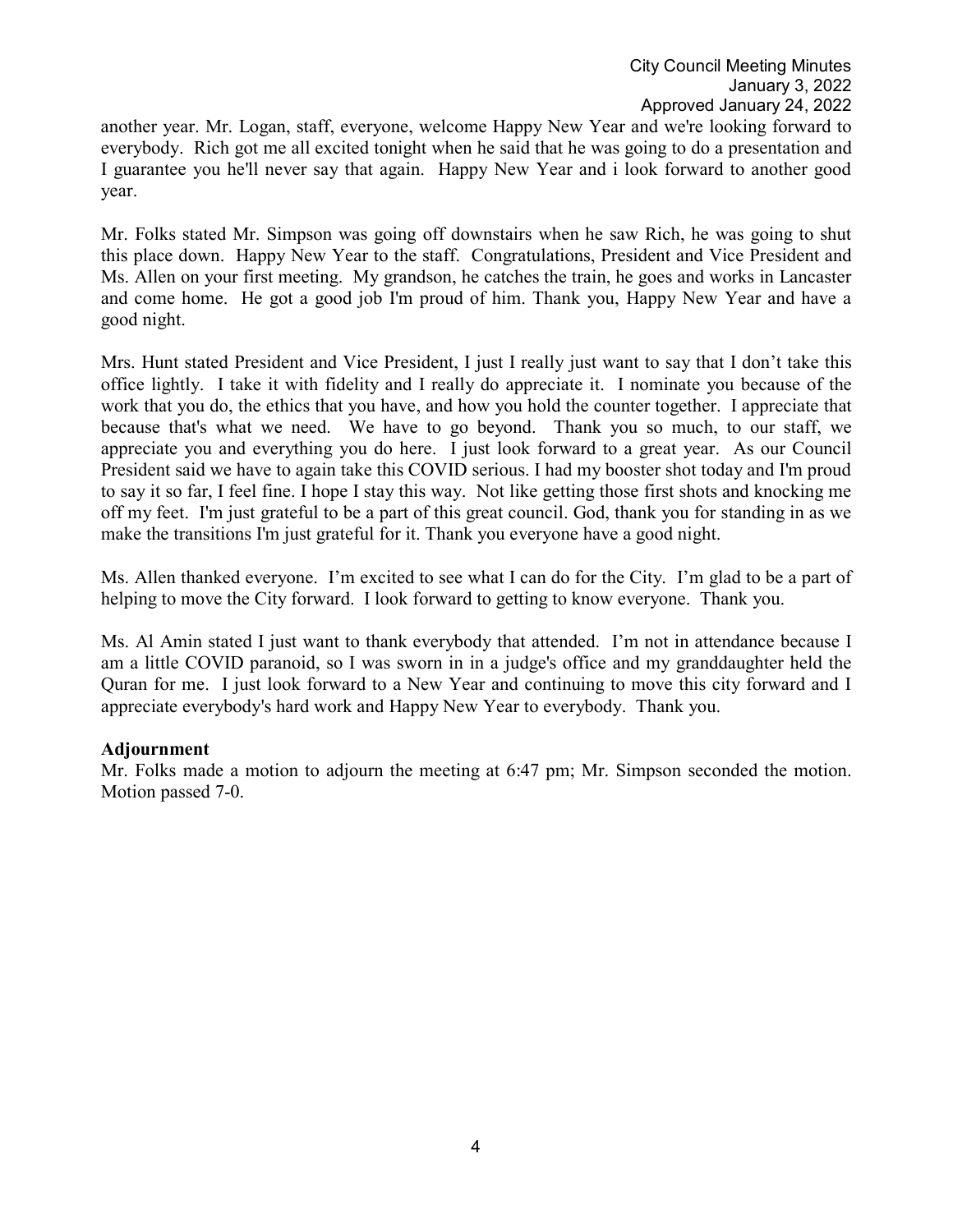another year. Mr. Logan, staff, everyone, welcome Happy New Year and we're looking forward to everybody. Rich got me all excited tonight when he said that he was going to do a presentation and I guarantee you he'll never say that again. Happy New Year and i look forward to another good year.

Mr. Folks stated Mr. Simpson was going off downstairs when he saw Rich, he was going to shut this place down. Happy New Year to the staff. Congratulations, President and Vice President and Ms. Allen on your first meeting. My grandson, he catches the train, he goes and works in Lancaster and come home. He got a good job I'm proud of him. Thank you, Happy New Year and have a good night.

Mrs. Hunt stated President and Vice President, I just I really just want to say that I don't take this office lightly. I take it with fidelity and I really do appreciate it. I nominate you because of the work that you do, the ethics that you have, and how you hold the counter together. I appreciate that because that's what we need. We have to go beyond. Thank you so much, to our staff, we appreciate you and everything you do here. I just look forward to a great year. As our Council President said we have to again take this COVID serious. I had my booster shot today and I'm proud to say it so far, I feel fine. I hope I stay this way. Not like getting those first shots and knocking me off my feet. I'm just grateful to be a part of this great council. God, thank you for standing in as we make the transitions I'm just grateful for it. Thank you everyone have a good night.

Ms. Allen thanked everyone. I'm excited to see what I can do for the City. I'm glad to be a part of helping to move the City forward. I look forward to getting to know everyone. Thank you.

Ms. Al Amin stated I just want to thank everybody that attended. I'm not in attendance because I am a little COVID paranoid, so I was sworn in in a judge's office and my granddaughter held the Quran for me. I just look forward to a New Year and continuing to move this city forward and I appreciate everybody's hard work and Happy New Year to everybody. Thank you.

**Adjournment**

Mr. Folks made a motion to adjourn the meeting at 6:47 pm; Mr. Simpson seconded the motion. Motion passed 7-0.